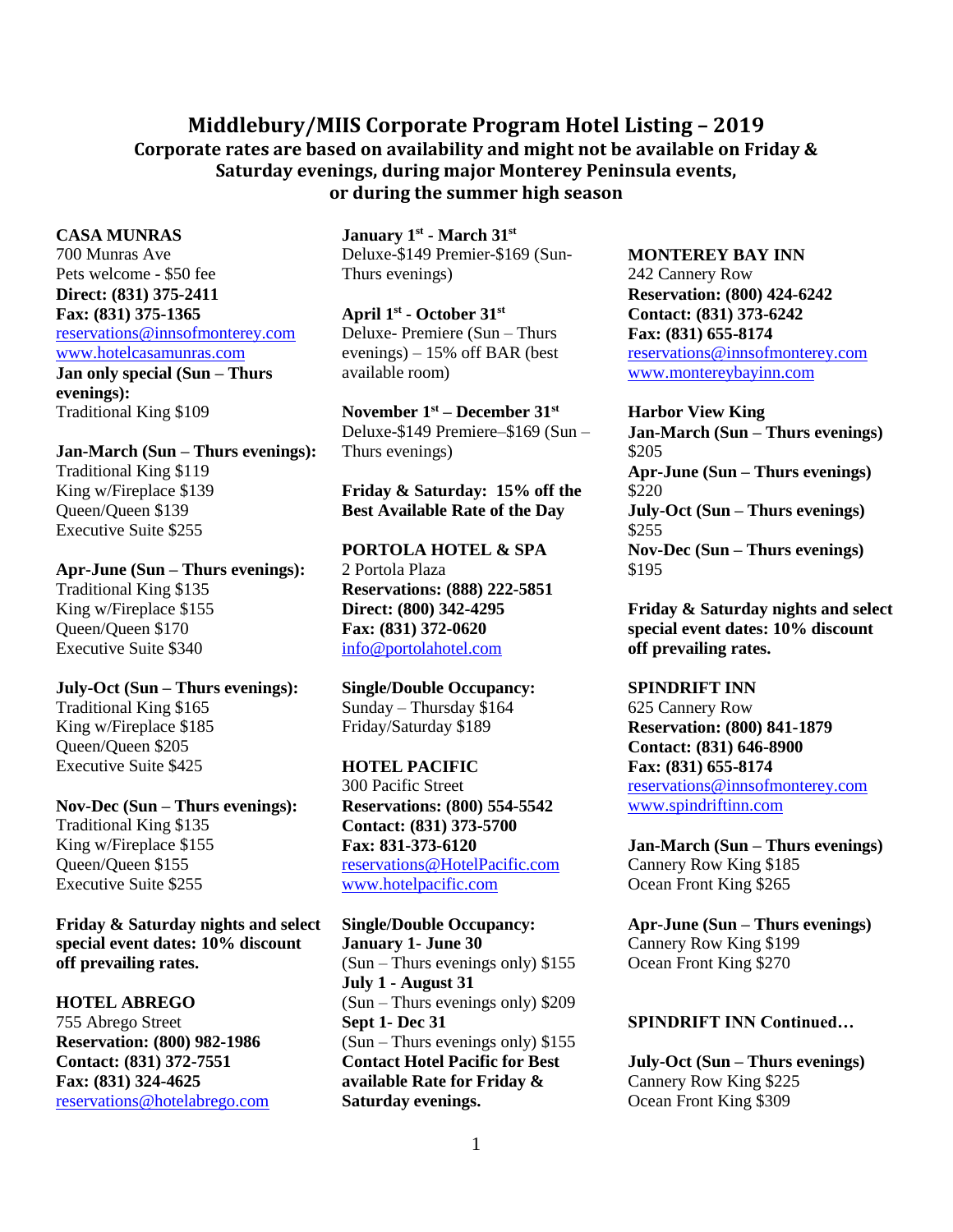# Middlebury/MIIS Corporate Program Hotel Listing – 2019

**Corporate rates are based on availability and might not be available on Friday & Saturday evenings, during major Monterey Peninsula events, or during the summer high season**

**CASA MUNRAS**
700 Munras Ave
Pets welcome - $50 fee
**Direct: (831) 375-2411**
**Fax: (831) 375-1365**
reservations@innsofmonterey.com
www.hotelcasamunras.com

**Jan only special (Sun – Thurs evenings):**
Traditional King $109

**Jan-March (Sun – Thurs evenings):**
Traditional King $119
King w/Fireplace $139
Queen/Queen $139
Executive Suite $255

**Apr-June (Sun – Thurs evenings):**
Traditional King $135
King w/Fireplace $155
Queen/Queen $170
Executive Suite $340

**July-Oct (Sun – Thurs evenings):**
Traditional King $165
King w/Fireplace $185
Queen/Queen $205
Executive Suite $425

**Nov-Dec (Sun – Thurs evenings):**
Traditional King $135
King w/Fireplace $155
Queen/Queen $155
Executive Suite $255

**Friday & Saturday nights and select special event dates: 10% discount off prevailing rates.**

**HOTEL ABREGO**
755 Abrego Street
**Reservation: (800) 982-1986**
**Contact: (831) 372-7551**
**Fax: (831) 324-4625**
reservations@hotelabrego.com

**January 1st - March 31st**
Deluxe-$149 Premier-$169 (Sun-Thurs evenings)

**April 1st - October 31st**
Deluxe- Premiere (Sun – Thurs evenings) – 15% off BAR (best available room)

**November 1st – December 31st**
Deluxe-$149 Premiere–$169 (Sun – Thurs evenings)

**Friday & Saturday: 15% off the Best Available Rate of the Day**

**PORTOLA HOTEL & SPA**
2 Portola Plaza
**Reservations: (888) 222-5851**
**Direct: (800) 342-4295**
**Fax: (831) 372-0620**
info@portolahotel.com

**Single/Double Occupancy:**
Sunday – Thursday $164
Friday/Saturday $189

**HOTEL PACIFIC**
300 Pacific Street
**Reservations: (800) 554-5542**
**Contact: (831) 373-5700**
**Fax: 831-373-6120**
reservations@HotelPacific.com
www.hotelpacific.com

**Single/Double Occupancy:**
**January 1- June 30**
(Sun – Thurs evenings only) $155
**July 1 - August 31**
(Sun – Thurs evenings only) $209
**Sept 1- Dec 31**
(Sun – Thurs evenings only) $155
**Contact Hotel Pacific for Best available Rate for Friday & Saturday evenings.**

**MONTEREY BAY INN**
242 Cannery Row
**Reservation: (800) 424-6242**
**Contact: (831) 373-6242**
**Fax: (831) 655-8174**
reservations@innsofmonterey.com
www.montereybayinn.com

**Harbor View King**
**Jan-March (Sun – Thurs evenings)**
$205
**Apr-June (Sun – Thurs evenings)**
$220
**July-Oct (Sun – Thurs evenings)**
$255
**Nov-Dec (Sun – Thurs evenings)**
$195

**Friday & Saturday nights and select special event dates: 10% discount off prevailing rates.**

**SPINDRIFT INN**
625 Cannery Row
**Reservation: (800) 841-1879**
**Contact: (831) 646-8900**
**Fax: (831) 655-8174**
reservations@innsofmonterey.com
www.spindriftinn.com

**Jan-March (Sun – Thurs evenings)**
Cannery Row King $185
Ocean Front King $265

**Apr-June (Sun – Thurs evenings)**
Cannery Row King $199
Ocean Front King $270

**SPINDRIFT INN Continued…**

**July-Oct (Sun – Thurs evenings)**
Cannery Row King $225
Ocean Front King $309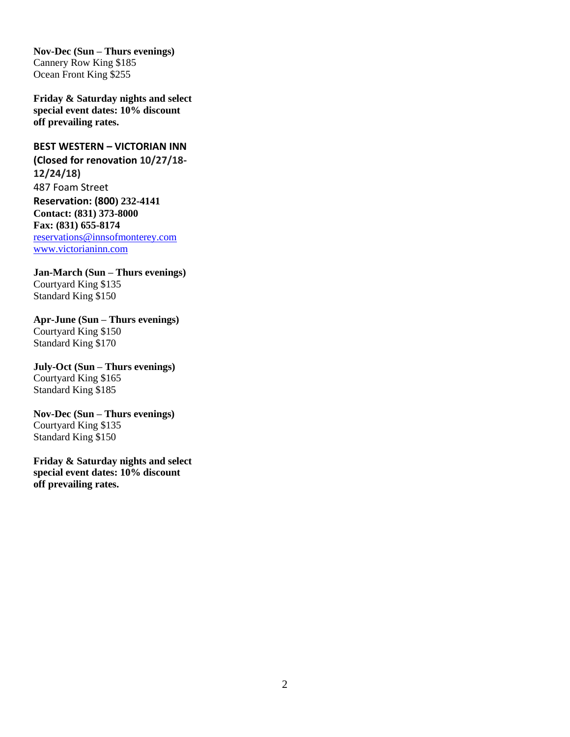**Nov-Dec (Sun – Thurs evenings)**
Cannery Row King $185
Ocean Front King $255

**Friday & Saturday nights and select special event dates: 10% discount off prevailing rates.**

## BEST WESTERN – VICTORIAN INN

**(Closed for renovation 10/27/18-12/24/18)**
487 Foam Street
**Reservation: (800) 232-4141**
**Contact: (831) 373-8000**
**Fax: (831) 655-8174**
reservations@innsofmonterey.com
www.victorianinn.com

**Jan-March (Sun – Thurs evenings)**
Courtyard King $135
Standard King $150

**Apr-June (Sun – Thurs evenings)**
Courtyard King $150
Standard King $170

**July-Oct (Sun – Thurs evenings)**
Courtyard King $165
Standard King $185

**Nov-Dec (Sun – Thurs evenings)**
Courtyard King $135
Standard King $150

**Friday & Saturday nights and select special event dates: 10% discount off prevailing rates.**